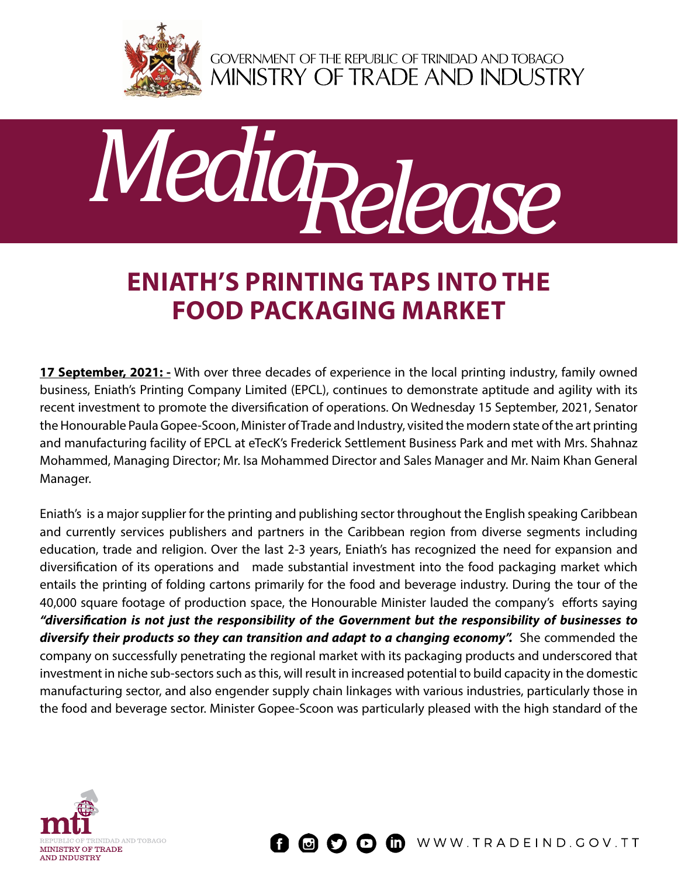GOVERNMENT OF THE REPUBLIC OF TRINIDAD AND TOBAGO
MINISTRY OF TRADE AND INDUSTRY

*Media Release*

# ENIATH'S PRINTING TAPS INTO THE FOOD PACKAGING MARKET

**17 September, 2021: -** With over three decades of experience in the local printing industry, family owned business, Eniath's Printing Company Limited (EPCL), continues to demonstrate aptitude and agility with its recent investment to promote the diversification of operations. On Wednesday 15 September, 2021, Senator the Honourable Paula Gopee-Scoon, Minister of Trade and Industry, visited the modern state of the art printing and manufacturing facility of EPCL at eTecK's Frederick Settlement Business Park and met with Mrs. Shahnaz Mohammed, Managing Director; Mr. Isa Mohammed Director and Sales Manager and Mr. Naim Khan General Manager.

Eniath's is a major supplier for the printing and publishing sector throughout the English speaking Caribbean and currently services publishers and partners in the Caribbean region from diverse segments including education, trade and religion. Over the last 2-3 years, Eniath's has recognized the need for expansion and diversification of its operations and made substantial investment into the food packaging market which entails the printing of folding cartons primarily for the food and beverage industry. During the tour of the 40,000 square footage of production space, the Honourable Minister lauded the company's efforts saying ***"diversification is not just the responsibility of the Government but the responsibility of businesses to diversify their products so they can transition and adapt to a changing economy".*** She commended the company on successfully penetrating the regional market with its packaging products and underscored that investment in niche sub-sectors such as this, will result in increased potential to build capacity in the domestic manufacturing sector, and also engender supply chain linkages with various industries, particularly those in the food and beverage sector. Minister Gopee-Scoon was particularly pleased with the high standard of the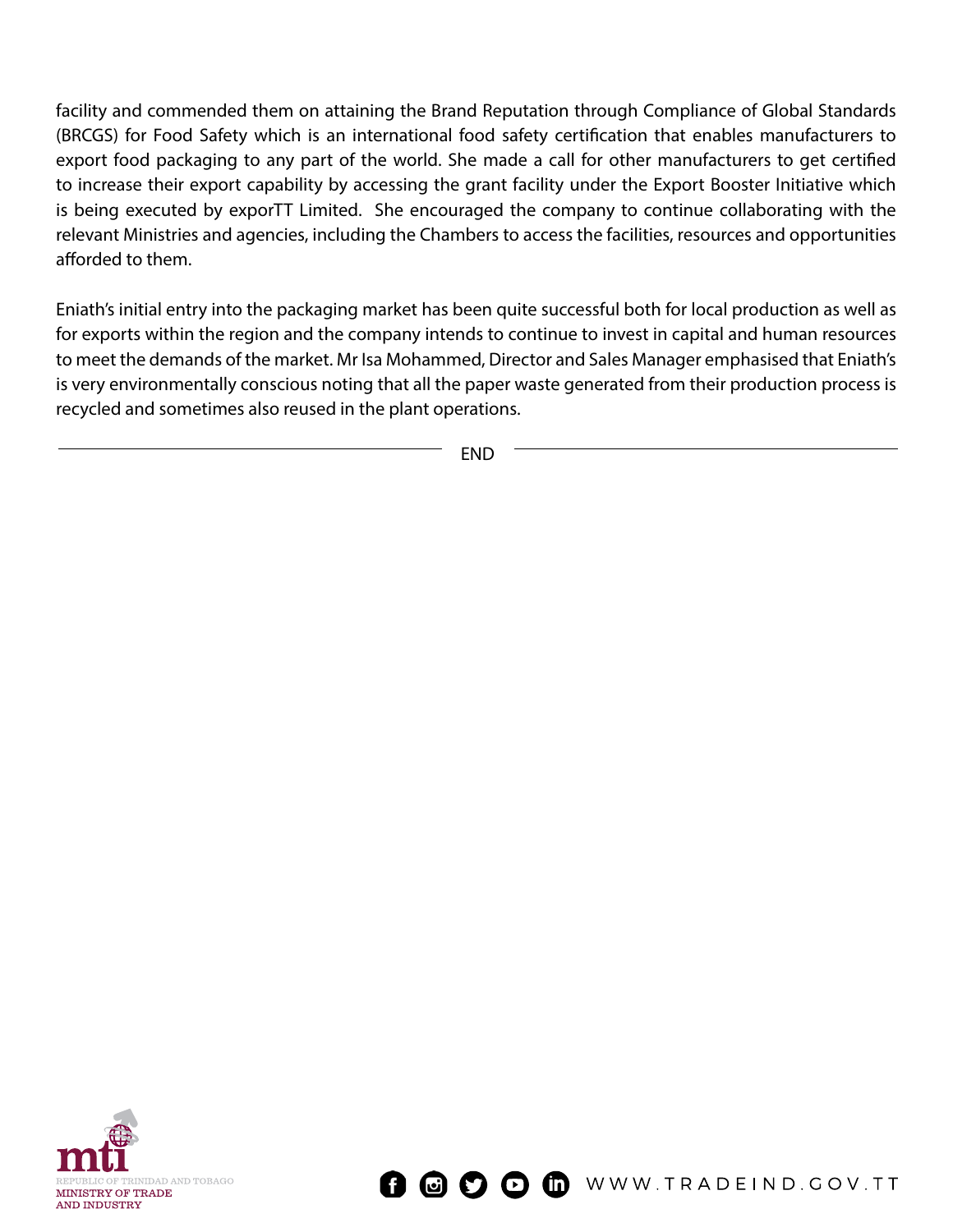facility and commended them on attaining the Brand Reputation through Compliance of Global Standards (BRCGS) for Food Safety which is an international food safety certification that enables manufacturers to export food packaging to any part of the world. She made a call for other manufacturers to get certified to increase their export capability by accessing the grant facility under the Export Booster Initiative which is being executed by exporTT Limited. She encouraged the company to continue collaborating with the relevant Ministries and agencies, including the Chambers to access the facilities, resources and opportunities afforded to them.

Eniath's initial entry into the packaging market has been quite successful both for local production as well as for exports within the region and the company intends to continue to invest in capital and human resources to meet the demands of the market. Mr Isa Mohammed, Director and Sales Manager emphasised that Eniath's is very environmentally conscious noting that all the paper waste generated from their production process is recycled and sometimes also reused in the plant operations.

END